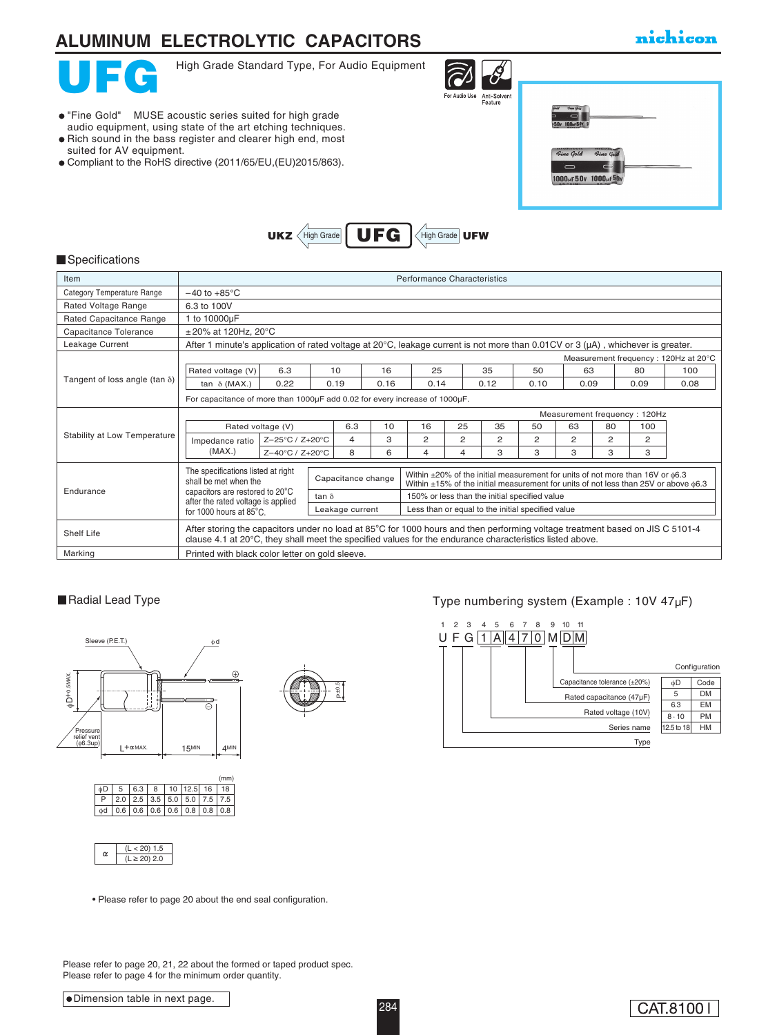# ALUMINUM ELECTROLYTIC CAPACITORS

nichicon

# UFG

High Grade Standard Type, For Audio Equipment

For Audio Use | Anti-Solvent Feature

- "Fine Gold" MUSE acoustic series suited for high grade audio equipment, using state of the art etching techniques.
- Rich sound in the bass register and clearer high end, most suited for AV equipment.
- Compliant to the RoHS directive (2011/65/EU,(EU)2015/863).

UKZ ← High Grade — **UFG** ← High Grade — UFW

## Specifications

| Item | Performance Characteristics |
|---|---|
| Category Temperature Range | −40 to +85°C |
| Rated Voltage Range | 6.3 to 100V |
| Rated Capacitance Range | 1 to 10000μF |
| Capacitance Tolerance | ±20% at 120Hz, 20°C |
| Leakage Current | After 1 minute's application of rated voltage at 20°C, leakage current is not more than 0.01CV or 3 (μA) , whichever is greater. |
| Shelf Life | After storing the capacitors under no load at 85°C for 1000 hours and then performing voltage treatment based on JIS C 5101-4 clause 4.1 at 20°C, they shall meet the specified values for the endurance characteristics listed above. |
| Marking | Printed with black color letter on gold sleeve. |

**Tangent of loss angle (tan δ)** — Measurement frequency : 120Hz at 20°C

| Rated voltage (V) | 6.3 | 10 | 16 | 25 | 35 | 50 | 63 | 80 | 100 |
|---|---|---|---|---|---|---|---|---|---|
| tan δ (MAX.) | 0.22 | 0.19 | 0.16 | 0.14 | 0.12 | 0.10 | 0.09 | 0.09 | 0.08 |

For capacitance of more than 1000μF add 0.02 for every increase of 1000μF.

**Stability at Low Temperature** — Measurement frequency : 120Hz

| Rated voltage (V) | | 6.3 | 10 | 16 | 25 | 35 | 50 | 63 | 80 | 100 |
|---|---|---|---|---|---|---|---|---|---|---|
| Impedance ratio (MAX.) | Z−25°C / Z+20°C | 4 | 3 | 2 | 2 | 2 | 2 | 2 | 2 | 2 |
| | Z−40°C / Z+20°C | 8 | 6 | 4 | 4 | 3 | 3 | 3 | 3 | 3 |

**Endurance** — The specifications listed at right shall be met when the capacitors are restored to 20°C after the rated voltage is applied for 1000 hours at 85°C.

| Capacitance change | Within ±20% of the initial measurement for units of not more than 16V or φ6.3<br>Within ±15% of the initial measurement for units of not less than 25V or above φ6.3 |
|---|---|
| tan δ | 150% or less than the initial specified value |
| Leakage current | Less than or equal to the initial specified value |

## Radial Lead Type

Sleeve (P.E.T.), φd, φD+0.5MAX., Pressure relief vent (φ6.3up), L+αMAX., 15MIN, 4MIN, P±0.5

(mm)

| φD | 5 | 6.3 | 8 | 10 | 12.5 | 16 | 18 |
|---|---|---|---|---|---|---|---|
| P | 2.0 | 2.5 | 3.5 | 5.0 | 5.0 | 7.5 | 7.5 |
| φd | 0.6 | 0.6 | 0.6 | 0.6 | 0.8 | 0.8 | 0.8 |

| α | (L < 20) 1.5 |
|---|---|
| | (L ≧ 20) 2.0 |

• Please refer to page 20 about the end seal configuration.

## Type numbering system (Example : 10V 47μF)

| 1 | 2 | 3 | 4 | 5 | 6 | 7 | 8 | 9 | 10 | 11 |
|---|---|---|---|---|---|---|---|---|---|---|
| U | F | G | 1 | A | 4 | 7 | 0 | M | D | M |

- Type (1)
- Series name (2–3)
- Rated voltage (10V) (4–5)
- Rated capacitance (47μF) (6–8)
- Capacitance tolerance (±20%) (9)
- Configuration (10–11)

| φD | Code |
|---|---|
| 5 | DM |
| 6.3 | EM |
| 8 · 10 | PM |
| 12.5 to 18 | HM |

Please refer to page 20, 21, 22 about the formed or taped product spec.
Please refer to page 4 for the minimum order quantity.

●Dimension table in next page.

CAT.8100 I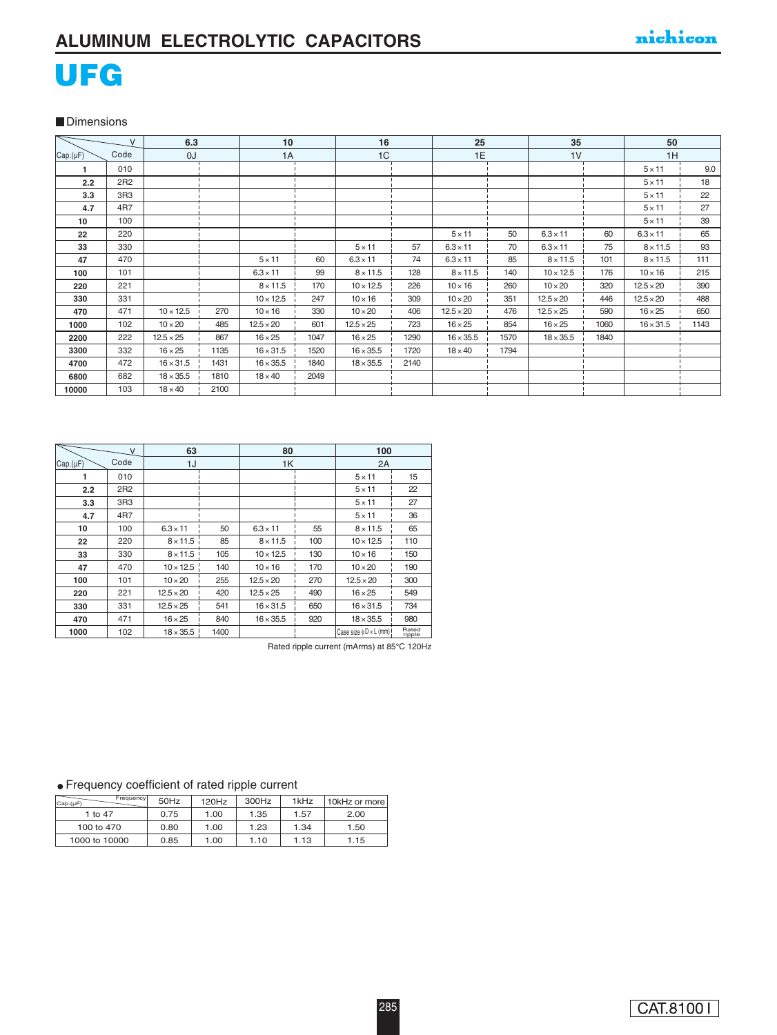# ALUMINUM ELECTROLYTIC CAPACITORS

# UFG

■Dimensions

| Cap.(μF) \ V | Code | 6.3 | | 10 | | 16 | | 25 | | 35 | | 50 | |
|---|---|---|---|---|---|---|---|---|---|---|---|---|---|
| | | 0J | | 1A | | 1C | | 1E | | 1V | | 1H | |
| 1 | 010 | | | | | | | | | | | 5×11 | 9.0 |
| 2.2 | 2R2 | | | | | | | | | | | 5×11 | 18 |
| 3.3 | 3R3 | | | | | | | | | | | 5×11 | 22 |
| 4.7 | 4R7 | | | | | | | | | | | 5×11 | 27 |
| 10 | 100 | | | | | | | | | | | 5×11 | 39 |
| 22 | 220 | | | | | | | 5×11 | 50 | 6.3×11 | 60 | 6.3×11 | 65 |
| 33 | 330 | | | | | 5×11 | 57 | 6.3×11 | 70 | 6.3×11 | 75 | 8×11.5 | 93 |
| 47 | 470 | | | 5×11 | 60 | 6.3×11 | 74 | 6.3×11 | 85 | 8×11.5 | 101 | 8×11.5 | 111 |
| 100 | 101 | | | 6.3×11 | 99 | 8×11.5 | 128 | 8×11.5 | 140 | 10×12.5 | 176 | 10×16 | 215 |
| 220 | 221 | | | 8×11.5 | 170 | 10×12.5 | 226 | 10×16 | 260 | 10×20 | 320 | 12.5×20 | 390 |
| 330 | 331 | | | 10×12.5 | 247 | 10×16 | 309 | 10×20 | 351 | 12.5×20 | 446 | 12.5×20 | 488 |
| 470 | 471 | 10×12.5 | 270 | 10×16 | 330 | 10×20 | 406 | 12.5×20 | 476 | 12.5×25 | 590 | 16×25 | 650 |
| 1000 | 102 | 10×20 | 485 | 12.5×20 | 601 | 12.5×25 | 723 | 16×25 | 854 | 16×25 | 1060 | 16×31.5 | 1143 |
| 2200 | 222 | 12.5×25 | 867 | 16×25 | 1047 | 16×25 | 1290 | 16×35.5 | 1570 | 18×35.5 | 1840 | | |
| 3300 | 332 | 16×25 | 1135 | 16×31.5 | 1520 | 16×35.5 | 1720 | 18×40 | 1794 | | | | |
| 4700 | 472 | 16×31.5 | 1431 | 16×35.5 | 1840 | 18×35.5 | 2140 | | | | | | |
| 6800 | 682 | 18×35.5 | 1810 | 18×40 | 2049 | | | | | | | | |
| 10000 | 103 | 18×40 | 2100 | | | | | | | | | | |

| Cap.(μF) \ V | Code | 63 | | 80 | | 100 | |
|---|---|---|---|---|---|---|---|
| | | 1J | | 1K | | 2A | |
| 1 | 010 | | | | | 5×11 | 15 |
| 2.2 | 2R2 | | | | | 5×11 | 22 |
| 3.3 | 3R3 | | | | | 5×11 | 27 |
| 4.7 | 4R7 | | | | | 5×11 | 36 |
| 10 | 100 | 6.3×11 | 50 | 6.3×11 | 55 | 8×11.5 | 65 |
| 22 | 220 | 8×11.5 | 85 | 8×11.5 | 100 | 10×12.5 | 110 |
| 33 | 330 | 8×11.5 | 105 | 10×12.5 | 130 | 10×16 | 150 |
| 47 | 470 | 10×12.5 | 140 | 10×16 | 170 | 10×20 | 190 |
| 100 | 101 | 10×20 | 255 | 12.5×20 | 270 | 12.5×20 | 300 |
| 220 | 221 | 12.5×20 | 420 | 12.5×25 | 490 | 16×25 | 549 |
| 330 | 331 | 12.5×25 | 541 | 16×31.5 | 650 | 16×31.5 | 734 |
| 470 | 471 | 16×25 | 840 | 16×35.5 | 920 | 18×35.5 | 980 |
| 1000 | 102 | 18×35.5 | 1400 | | | Case size φD×L (mm) | Rated ripple |

Rated ripple current (mArms) at 85°C 120Hz

● Frequency coefficient of rated ripple current

| Cap.(μF) \ Frequency | 50Hz | 120Hz | 300Hz | 1kHz | 10kHz or more |
|---|---|---|---|---|---|
| 1 to 47 | 0.75 | 1.00 | 1.35 | 1.57 | 2.00 |
| 100 to 470 | 0.80 | 1.00 | 1.23 | 1.34 | 1.50 |
| 1000 to 10000 | 0.85 | 1.00 | 1.10 | 1.13 | 1.15 |

CAT.8100 I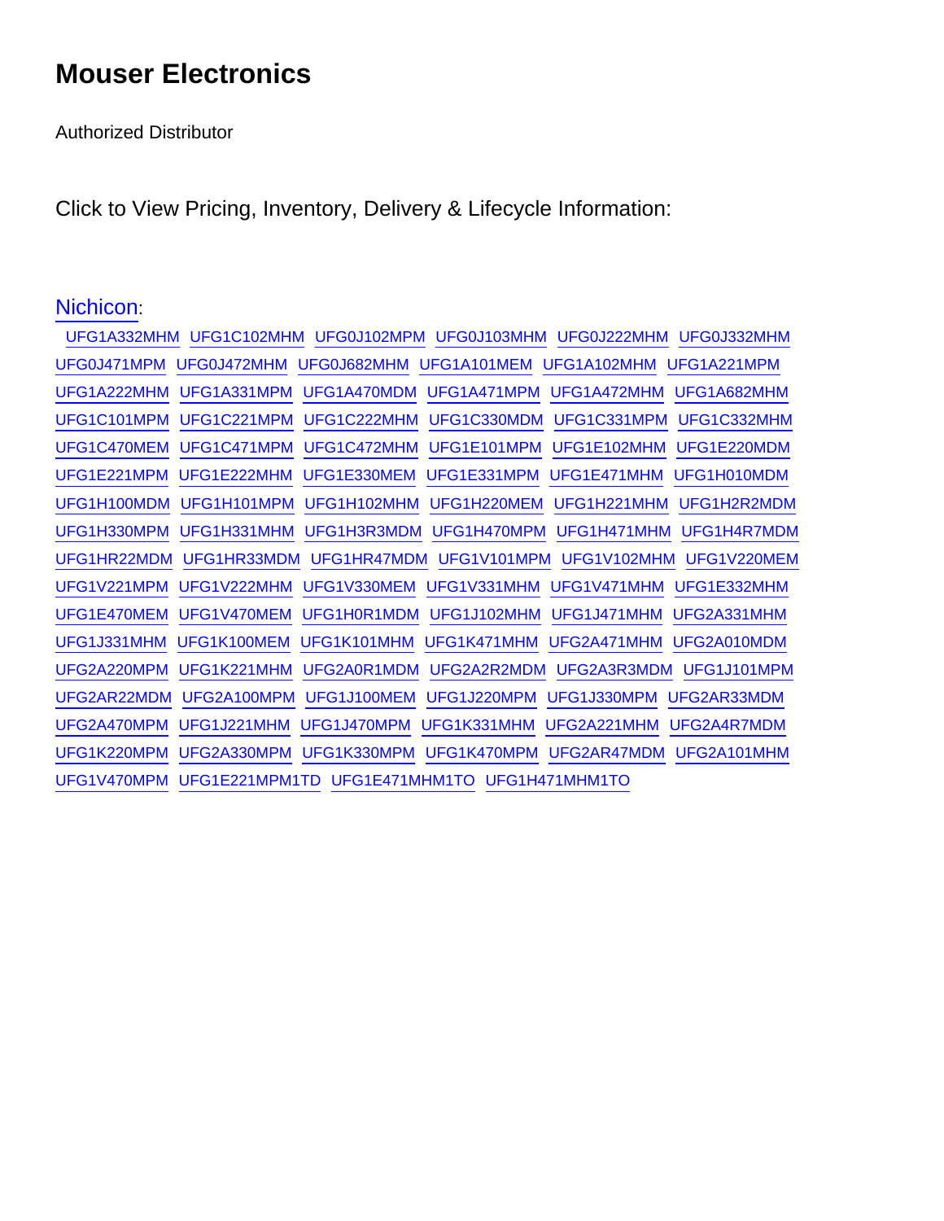# Mouser Electronics

Authorized Distributor

Click to View Pricing, Inventory, Delivery & Lifecycle Information:

Nichicon:

UFG1A332MHM UFG1C102MHM UFG0J102MPM UFG0J103MHM UFG0J222MHM UFG0J332MHM UFG0J471MPM UFG0J472MHM UFG0J682MHM UFG1A101MEM UFG1A102MHM UFG1A221MPM UFG1A222MHM UFG1A331MPM UFG1A470MDM UFG1A471MPM UFG1A472MHM UFG1A682MHM UFG1C101MPM UFG1C221MPM UFG1C222MHM UFG1C330MDM UFG1C331MPM UFG1C332MHM UFG1C470MEM UFG1C471MPM UFG1C472MHM UFG1E101MPM UFG1E102MHM UFG1E220MDM UFG1E221MPM UFG1E222MHM UFG1E330MEM UFG1E331MPM UFG1E471MHM UFG1H010MDM UFG1H100MDM UFG1H101MPM UFG1H102MHM UFG1H220MEM UFG1H221MHM UFG1H2R2MDM UFG1H330MPM UFG1H331MHM UFG1H3R3MDM UFG1H470MPM UFG1H471MHM UFG1H4R7MDM UFG1HR22MDM UFG1HR33MDM UFG1HR47MDM UFG1V101MPM UFG1V102MHM UFG1V220MEM UFG1V221MPM UFG1V222MHM UFG1V330MEM UFG1V331MHM UFG1V471MHM UFG1E332MHM UFG1E470MEM UFG1V470MEM UFG1H0R1MDM UFG1J102MHM UFG1J471MHM UFG2A331MHM UFG1J331MHM UFG1K100MEM UFG1K101MHM UFG1K471MHM UFG2A471MHM UFG2A010MDM UFG2A220MPM UFG1K221MHM UFG2A0R1MDM UFG2A2R2MDM UFG2A3R3MDM UFG1J101MPM UFG2AR22MDM UFG2A100MPM UFG1J100MEM UFG1J220MPM UFG1J330MPM UFG2AR33MDM UFG2A470MPM UFG1J221MHM UFG1J470MPM UFG1K331MHM UFG2A221MHM UFG2A4R7MDM UFG1K220MPM UFG2A330MPM UFG1K330MPM UFG1K470MPM UFG2AR47MDM UFG2A101MHM UFG1V470MPM UFG1E221MPM1TD UFG1E471MHM1TO UFG1H471MHM1TO